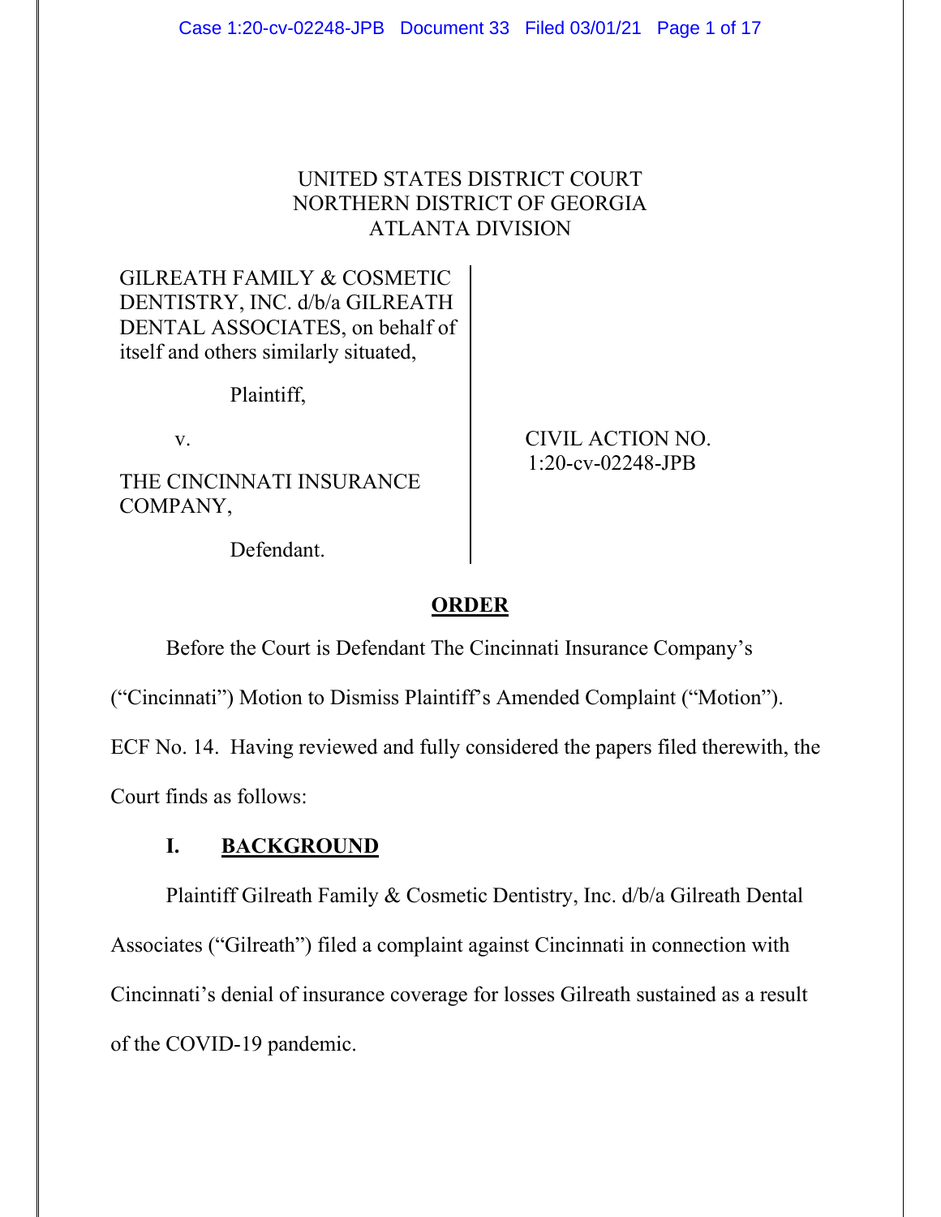UNITED STATES DISTRICT COURT
NORTHERN DISTRICT OF GEORGIA
ATLANTA DIVISION

GILREATH FAMILY & COSMETIC DENTISTRY, INC. d/b/a GILREATH DENTAL ASSOCIATES, on behalf of itself and others similarly situated,

Plaintiff,

v.

THE CINCINNATI INSURANCE COMPANY,

Defendant.

CIVIL ACTION NO. 1:20-cv-02248-JPB

## ORDER

Before the Court is Defendant The Cincinnati Insurance Company's ("Cincinnati") Motion to Dismiss Plaintiff's Amended Complaint ("Motion"). ECF No. 14. Having reviewed and fully considered the papers filed therewith, the Court finds as follows:

## I. BACKGROUND

Plaintiff Gilreath Family & Cosmetic Dentistry, Inc. d/b/a Gilreath Dental Associates ("Gilreath") filed a complaint against Cincinnati in connection with Cincinnati's denial of insurance coverage for losses Gilreath sustained as a result of the COVID-19 pandemic.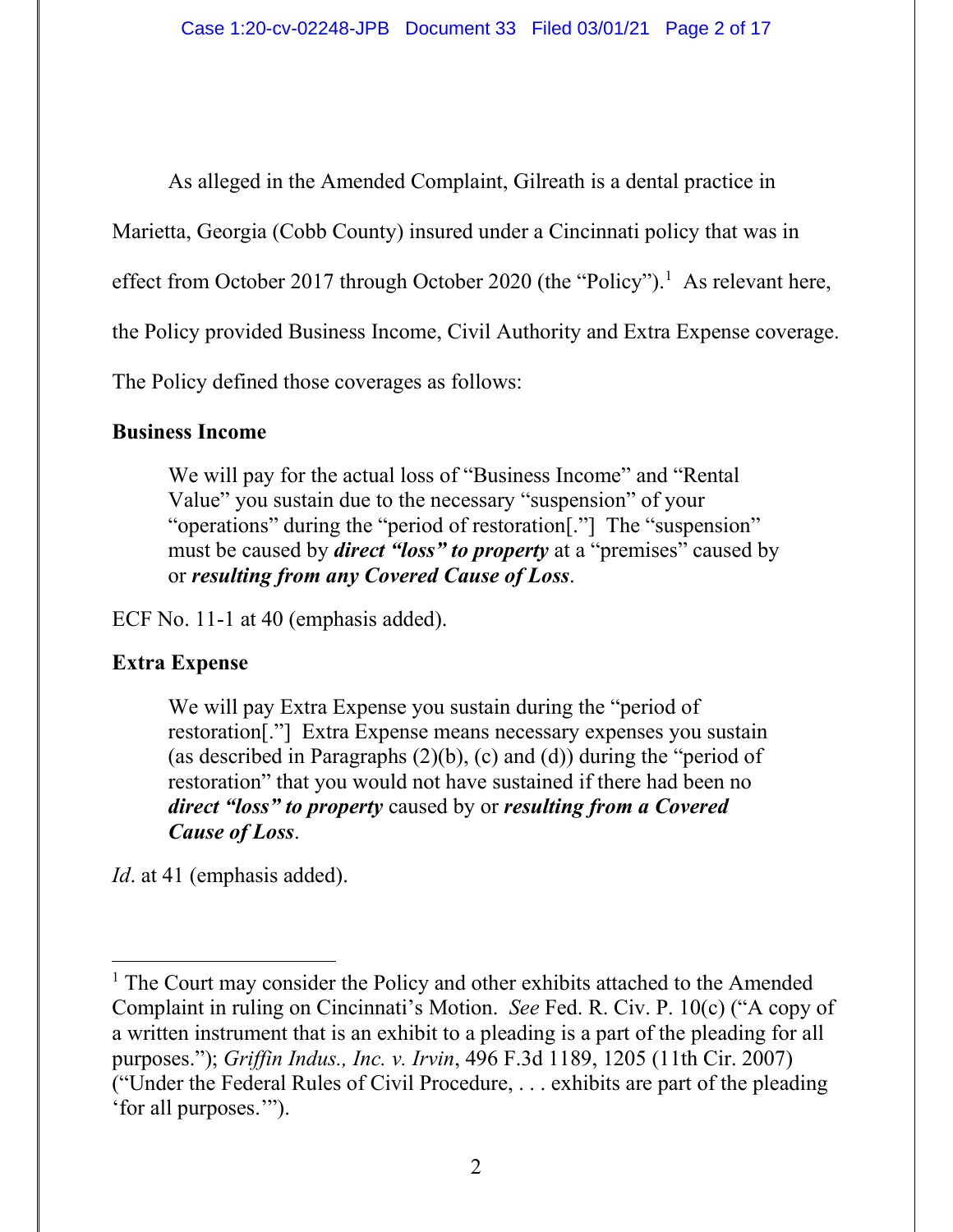As alleged in the Amended Complaint, Gilreath is a dental practice in Marietta, Georgia (Cobb County) insured under a Cincinnati policy that was in effect from October 2017 through October 2020 (the "Policy").[1] As relevant here, the Policy provided Business Income, Civil Authority and Extra Expense coverage. The Policy defined those coverages as follows:

**Business Income**

> We will pay for the actual loss of "Business Income" and "Rental Value" you sustain due to the necessary "suspension" of your "operations" during the "period of restoration[."] The "suspension" must be caused by ***direct "loss" to property*** at a "premises" caused by or ***resulting from any Covered Cause of Loss***.

ECF No. 11-1 at 40 (emphasis added).

**Extra Expense**

> We will pay Extra Expense you sustain during the "period of restoration[."] Extra Expense means necessary expenses you sustain (as described in Paragraphs (2)(b), (c) and (d)) during the "period of restoration" that you would not have sustained if there had been no ***direct "loss" to property*** caused by or ***resulting from a Covered Cause of Loss***.

*Id*. at 41 (emphasis added).

---

[1] The Court may consider the Policy and other exhibits attached to the Amended Complaint in ruling on Cincinnati's Motion. *See* Fed. R. Civ. P. 10(c) ("A copy of a written instrument that is an exhibit to a pleading is a part of the pleading for all purposes."); *Griffin Indus., Inc. v. Irvin*, 496 F.3d 1189, 1205 (11th Cir. 2007) ("Under the Federal Rules of Civil Procedure, . . . exhibits are part of the pleading 'for all purposes.'").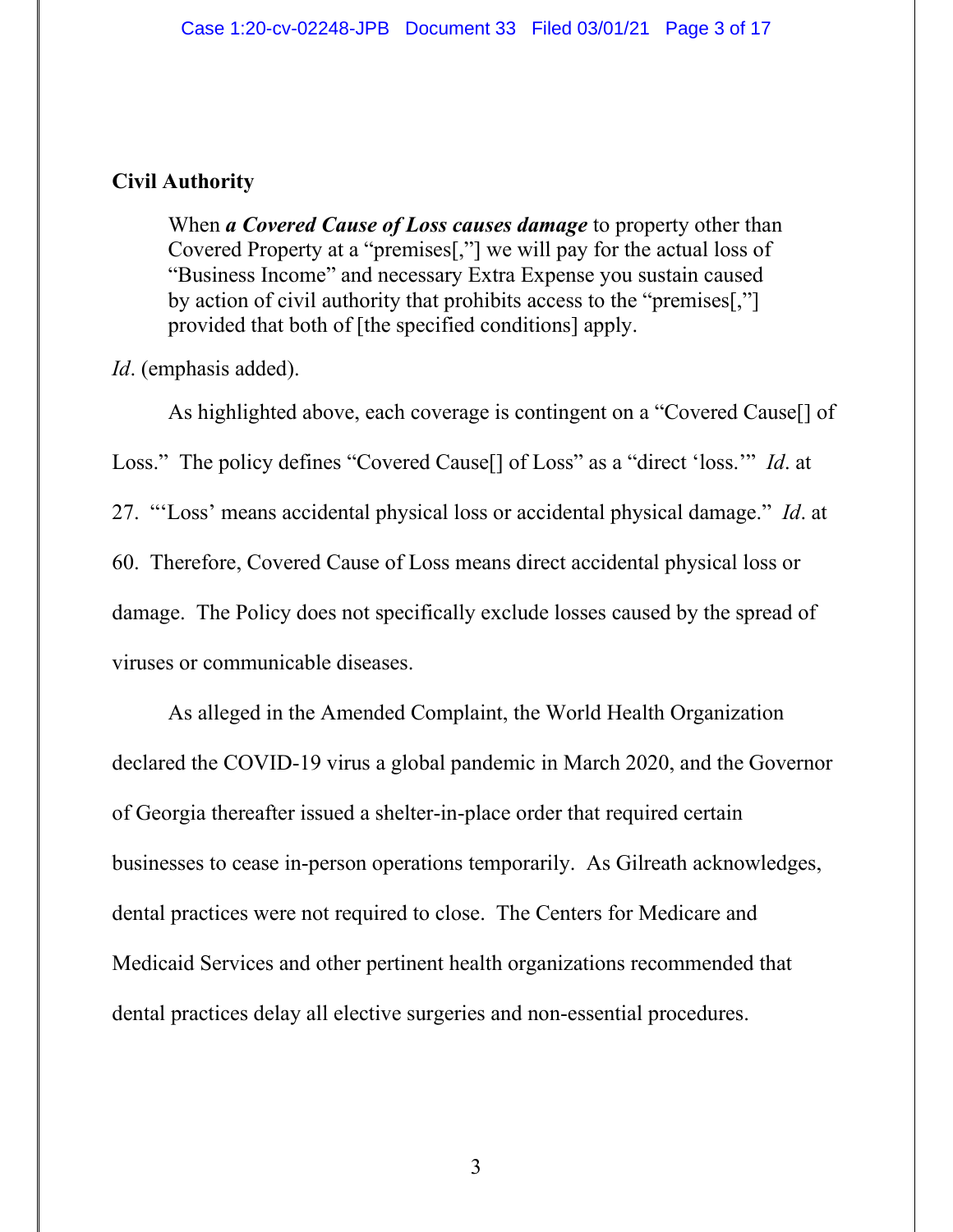**Civil Authority**

> When ***a Covered Cause of Loss causes damage*** to property other than Covered Property at a "premises[,"] we will pay for the actual loss of "Business Income" and necessary Extra Expense you sustain caused by action of civil authority that prohibits access to the "premises[,"] provided that both of [the specified conditions] apply.

*Id*. (emphasis added).

As highlighted above, each coverage is contingent on a "Covered Cause[] of Loss." The policy defines "Covered Cause[] of Loss" as a "direct 'loss.'" *Id*. at 27. "'Loss' means accidental physical loss or accidental physical damage." *Id*. at 60. Therefore, Covered Cause of Loss means direct accidental physical loss or damage. The Policy does not specifically exclude losses caused by the spread of viruses or communicable diseases.

As alleged in the Amended Complaint, the World Health Organization declared the COVID-19 virus a global pandemic in March 2020, and the Governor of Georgia thereafter issued a shelter-in-place order that required certain businesses to cease in-person operations temporarily. As Gilreath acknowledges, dental practices were not required to close. The Centers for Medicare and Medicaid Services and other pertinent health organizations recommended that dental practices delay all elective surgeries and non-essential procedures.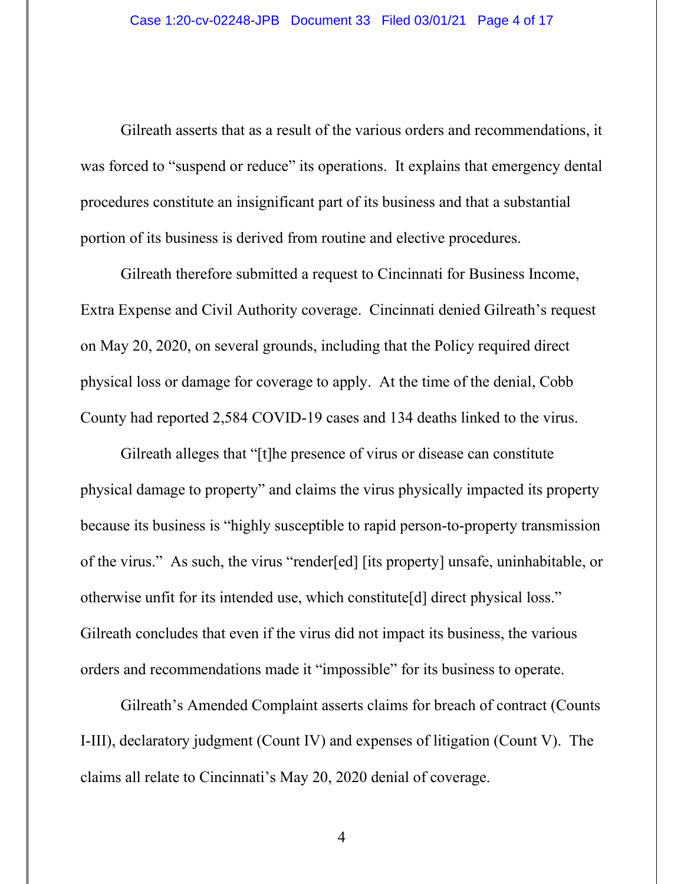Gilreath asserts that as a result of the various orders and recommendations, it was forced to "suspend or reduce" its operations. It explains that emergency dental procedures constitute an insignificant part of its business and that a substantial portion of its business is derived from routine and elective procedures.

Gilreath therefore submitted a request to Cincinnati for Business Income, Extra Expense and Civil Authority coverage. Cincinnati denied Gilreath's request on May 20, 2020, on several grounds, including that the Policy required direct physical loss or damage for coverage to apply. At the time of the denial, Cobb County had reported 2,584 COVID-19 cases and 134 deaths linked to the virus.

Gilreath alleges that "[t]he presence of virus or disease can constitute physical damage to property" and claims the virus physically impacted its property because its business is "highly susceptible to rapid person-to-property transmission of the virus." As such, the virus "render[ed] [its property] unsafe, uninhabitable, or otherwise unfit for its intended use, which constitute[d] direct physical loss." Gilreath concludes that even if the virus did not impact its business, the various orders and recommendations made it "impossible" for its business to operate.

Gilreath's Amended Complaint asserts claims for breach of contract (Counts I-III), declaratory judgment (Count IV) and expenses of litigation (Count V). The claims all relate to Cincinnati's May 20, 2020 denial of coverage.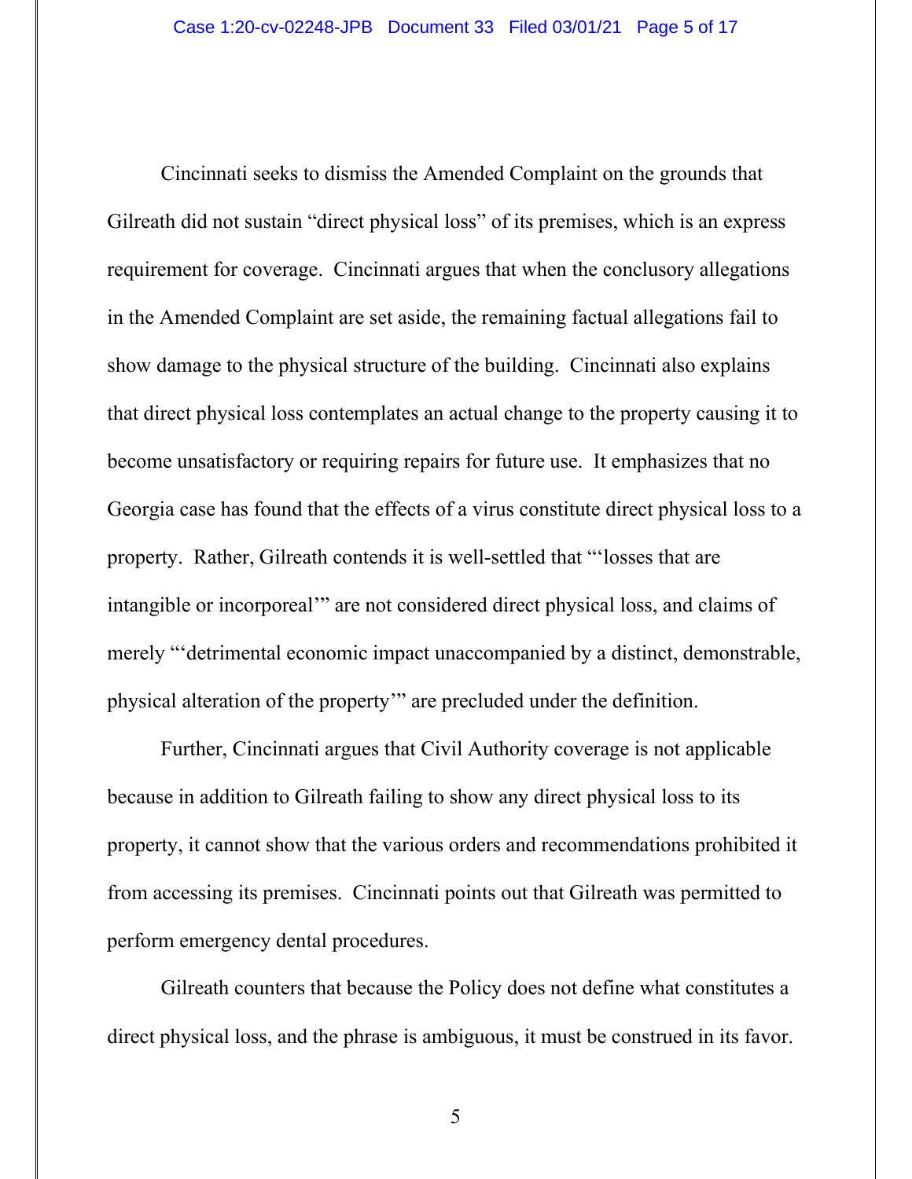Cincinnati seeks to dismiss the Amended Complaint on the grounds that Gilreath did not sustain "direct physical loss" of its premises, which is an express requirement for coverage. Cincinnati argues that when the conclusory allegations in the Amended Complaint are set aside, the remaining factual allegations fail to show damage to the physical structure of the building. Cincinnati also explains that direct physical loss contemplates an actual change to the property causing it to become unsatisfactory or requiring repairs for future use. It emphasizes that no Georgia case has found that the effects of a virus constitute direct physical loss to a property. Rather, Gilreath contends it is well-settled that "'losses that are intangible or incorporeal'" are not considered direct physical loss, and claims of merely "'detrimental economic impact unaccompanied by a distinct, demonstrable, physical alteration of the property'" are precluded under the definition.

Further, Cincinnati argues that Civil Authority coverage is not applicable because in addition to Gilreath failing to show any direct physical loss to its property, it cannot show that the various orders and recommendations prohibited it from accessing its premises. Cincinnati points out that Gilreath was permitted to perform emergency dental procedures.

Gilreath counters that because the Policy does not define what constitutes a direct physical loss, and the phrase is ambiguous, it must be construed in its favor.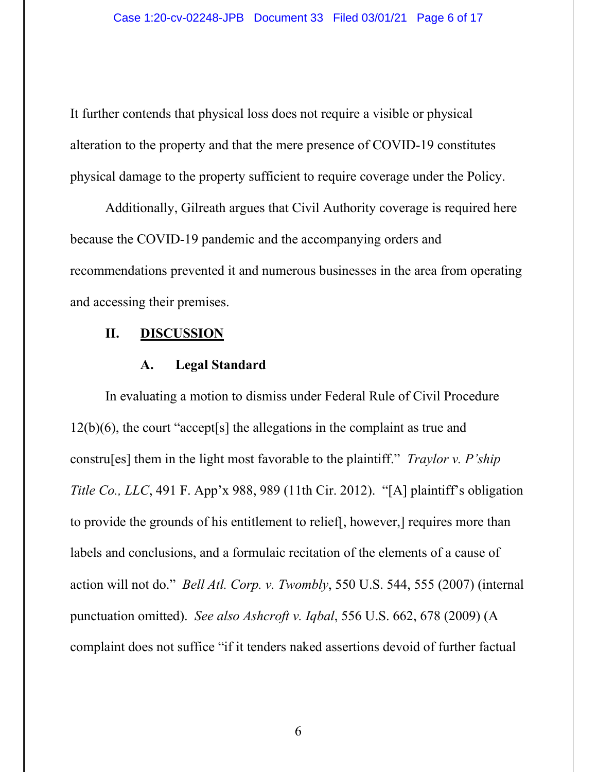It further contends that physical loss does not require a visible or physical alteration to the property and that the mere presence of COVID-19 constitutes physical damage to the property sufficient to require coverage under the Policy.

Additionally, Gilreath argues that Civil Authority coverage is required here because the COVID-19 pandemic and the accompanying orders and recommendations prevented it and numerous businesses in the area from operating and accessing their premises.

## II. DISCUSSION

### A. Legal Standard

In evaluating a motion to dismiss under Federal Rule of Civil Procedure 12(b)(6), the court "accept[s] the allegations in the complaint as true and constru[es] them in the light most favorable to the plaintiff." *Traylor v. P'ship Title Co., LLC*, 491 F. App'x 988, 989 (11th Cir. 2012). "[A] plaintiff's obligation to provide the grounds of his entitlement to relief[, however,] requires more than labels and conclusions, and a formulaic recitation of the elements of a cause of action will not do." *Bell Atl. Corp. v. Twombly*, 550 U.S. 544, 555 (2007) (internal punctuation omitted). *See also Ashcroft v. Iqbal*, 556 U.S. 662, 678 (2009) (A complaint does not suffice "if it tenders naked assertions devoid of further factual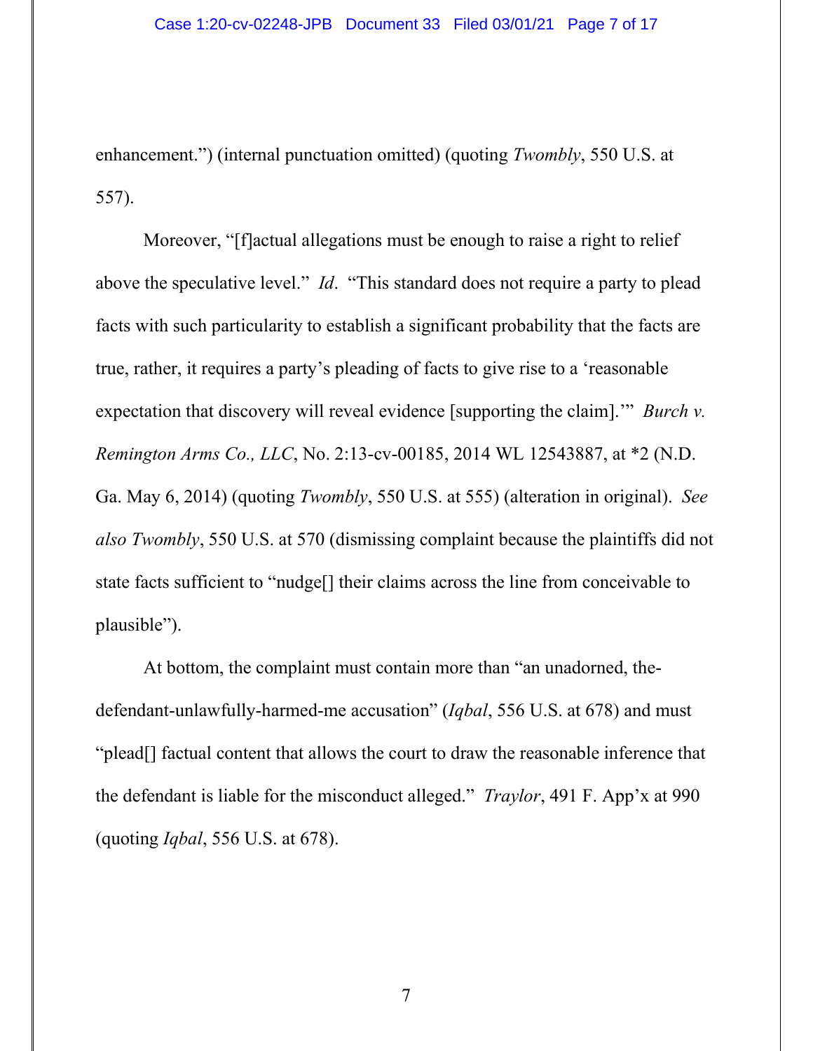enhancement.") (internal punctuation omitted) (quoting *Twombly*, 550 U.S. at 557).

Moreover, "[f]actual allegations must be enough to raise a right to relief above the speculative level." *Id*. "This standard does not require a party to plead facts with such particularity to establish a significant probability that the facts are true, rather, it requires a party's pleading of facts to give rise to a 'reasonable expectation that discovery will reveal evidence [supporting the claim].'" *Burch v. Remington Arms Co., LLC*, No. 2:13-cv-00185, 2014 WL 12543887, at *2 (N.D. Ga. May 6, 2014) (quoting *Twombly*, 550 U.S. at 555) (alteration in original). *See also Twombly*, 550 U.S. at 570 (dismissing complaint because the plaintiffs did not state facts sufficient to "nudge[] their claims across the line from conceivable to plausible").

At bottom, the complaint must contain more than "an unadorned, the-defendant-unlawfully-harmed-me accusation" (*Iqbal*, 556 U.S. at 678) and must "plead[] factual content that allows the court to draw the reasonable inference that the defendant is liable for the misconduct alleged." *Traylor*, 491 F. App'x at 990 (quoting *Iqbal*, 556 U.S. at 678).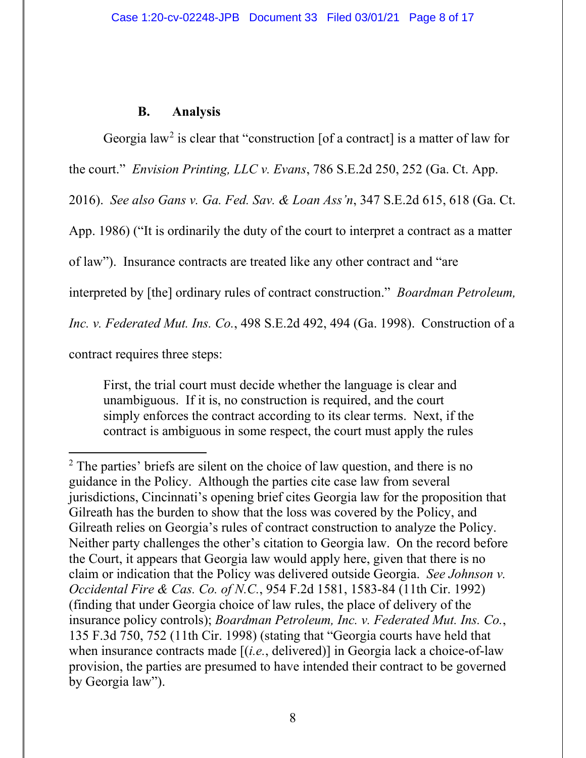### B. Analysis

Georgia law[2] is clear that "construction [of a contract] is a matter of law for the court." *Envision Printing, LLC v. Evans*, 786 S.E.2d 250, 252 (Ga. Ct. App. 2016). *See also Gans v. Ga. Fed. Sav. & Loan Ass'n*, 347 S.E.2d 615, 618 (Ga. Ct. App. 1986) ("It is ordinarily the duty of the court to interpret a contract as a matter of law"). Insurance contracts are treated like any other contract and "are interpreted by [the] ordinary rules of contract construction." *Boardman Petroleum, Inc. v. Federated Mut. Ins. Co.*, 498 S.E.2d 492, 494 (Ga. 1998). Construction of a contract requires three steps:

> First, the trial court must decide whether the language is clear and unambiguous. If it is, no construction is required, and the court simply enforces the contract according to its clear terms. Next, if the contract is ambiguous in some respect, the court must apply the rules

---

[2] The parties' briefs are silent on the choice of law question, and there is no guidance in the Policy. Although the parties cite case law from several jurisdictions, Cincinnati's opening brief cites Georgia law for the proposition that Gilreath has the burden to show that the loss was covered by the Policy, and Gilreath relies on Georgia's rules of contract construction to analyze the Policy. Neither party challenges the other's citation to Georgia law. On the record before the Court, it appears that Georgia law would apply here, given that there is no claim or indication that the Policy was delivered outside Georgia. *See Johnson v. Occidental Fire & Cas. Co. of N.C.*, 954 F.2d 1581, 1583-84 (11th Cir. 1992) (finding that under Georgia choice of law rules, the place of delivery of the insurance policy controls); *Boardman Petroleum, Inc. v. Federated Mut. Ins. Co.*, 135 F.3d 750, 752 (11th Cir. 1998) (stating that "Georgia courts have held that when insurance contracts made [(*i.e.*, delivered)] in Georgia lack a choice-of-law provision, the parties are presumed to have intended their contract to be governed by Georgia law").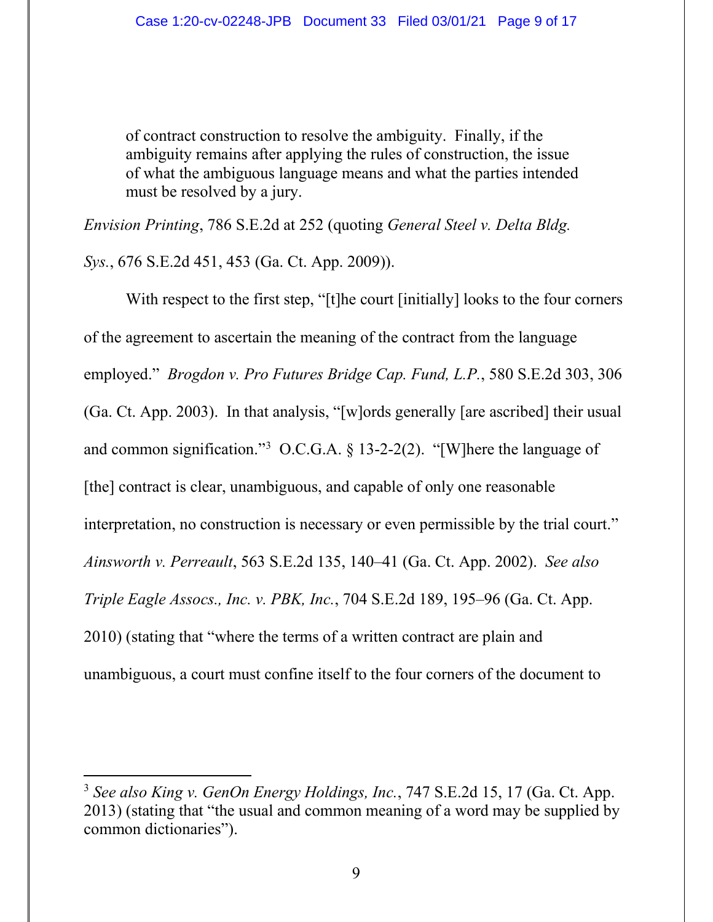> of contract construction to resolve the ambiguity. Finally, if the ambiguity remains after applying the rules of construction, the issue of what the ambiguous language means and what the parties intended must be resolved by a jury.

*Envision Printing*, 786 S.E.2d at 252 (quoting *General Steel v. Delta Bldg. Sys.*, 676 S.E.2d 451, 453 (Ga. Ct. App. 2009)).

With respect to the first step, "[t]he court [initially] looks to the four corners of the agreement to ascertain the meaning of the contract from the language employed." *Brogdon v. Pro Futures Bridge Cap. Fund, L.P.*, 580 S.E.2d 303, 306 (Ga. Ct. App. 2003). In that analysis, "[w]ords generally [are ascribed] their usual and common signification."[3] O.C.G.A. § 13-2-2(2). "[W]here the language of [the] contract is clear, unambiguous, and capable of only one reasonable interpretation, no construction is necessary or even permissible by the trial court." *Ainsworth v. Perreault*, 563 S.E.2d 135, 140–41 (Ga. Ct. App. 2002). *See also Triple Eagle Assocs., Inc. v. PBK, Inc.*, 704 S.E.2d 189, 195–96 (Ga. Ct. App. 2010) (stating that "where the terms of a written contract are plain and unambiguous, a court must confine itself to the four corners of the document to

---

[3] *See also King v. GenOn Energy Holdings, Inc.*, 747 S.E.2d 15, 17 (Ga. Ct. App. 2013) (stating that "the usual and common meaning of a word may be supplied by common dictionaries").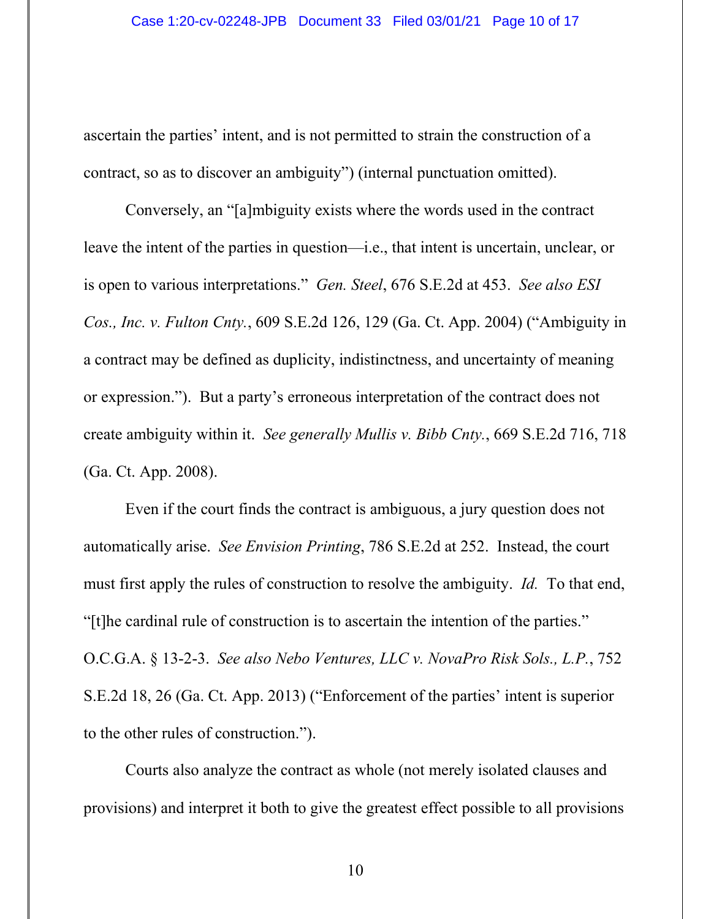ascertain the parties' intent, and is not permitted to strain the construction of a contract, so as to discover an ambiguity") (internal punctuation omitted).

Conversely, an "[a]mbiguity exists where the words used in the contract leave the intent of the parties in question—i.e., that intent is uncertain, unclear, or is open to various interpretations." *Gen. Steel*, 676 S.E.2d at 453. *See also ESI Cos., Inc. v. Fulton Cnty.*, 609 S.E.2d 126, 129 (Ga. Ct. App. 2004) ("Ambiguity in a contract may be defined as duplicity, indistinctness, and uncertainty of meaning or expression."). But a party's erroneous interpretation of the contract does not create ambiguity within it. *See generally Mullis v. Bibb Cnty.*, 669 S.E.2d 716, 718 (Ga. Ct. App. 2008).

Even if the court finds the contract is ambiguous, a jury question does not automatically arise. *See Envision Printing*, 786 S.E.2d at 252. Instead, the court must first apply the rules of construction to resolve the ambiguity. *Id.* To that end, "[t]he cardinal rule of construction is to ascertain the intention of the parties." O.C.G.A. § 13-2-3. *See also Nebo Ventures, LLC v. NovaPro Risk Sols., L.P.*, 752 S.E.2d 18, 26 (Ga. Ct. App. 2013) ("Enforcement of the parties' intent is superior to the other rules of construction.").

Courts also analyze the contract as whole (not merely isolated clauses and provisions) and interpret it both to give the greatest effect possible to all provisions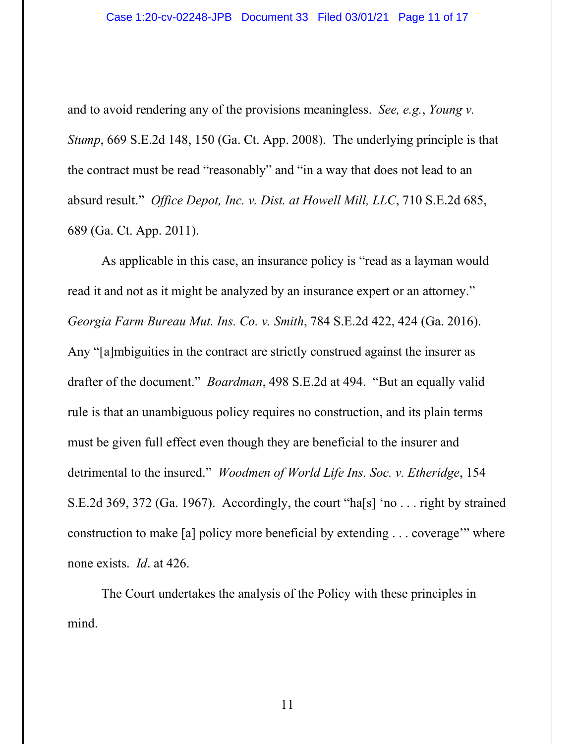and to avoid rendering any of the provisions meaningless. *See, e.g.*, *Young v. Stump*, 669 S.E.2d 148, 150 (Ga. Ct. App. 2008). The underlying principle is that the contract must be read "reasonably" and "in a way that does not lead to an absurd result." *Office Depot, Inc. v. Dist. at Howell Mill, LLC*, 710 S.E.2d 685, 689 (Ga. Ct. App. 2011).

As applicable in this case, an insurance policy is "read as a layman would read it and not as it might be analyzed by an insurance expert or an attorney." *Georgia Farm Bureau Mut. Ins. Co. v. Smith*, 784 S.E.2d 422, 424 (Ga. 2016). Any "[a]mbiguities in the contract are strictly construed against the insurer as drafter of the document." *Boardman*, 498 S.E.2d at 494. "But an equally valid rule is that an unambiguous policy requires no construction, and its plain terms must be given full effect even though they are beneficial to the insurer and detrimental to the insured." *Woodmen of World Life Ins. Soc. v. Etheridge*, 154 S.E.2d 369, 372 (Ga. 1967). Accordingly, the court "ha[s] 'no . . . right by strained construction to make [a] policy more beneficial by extending . . . coverage'" where none exists. *Id*. at 426.

The Court undertakes the analysis of the Policy with these principles in mind.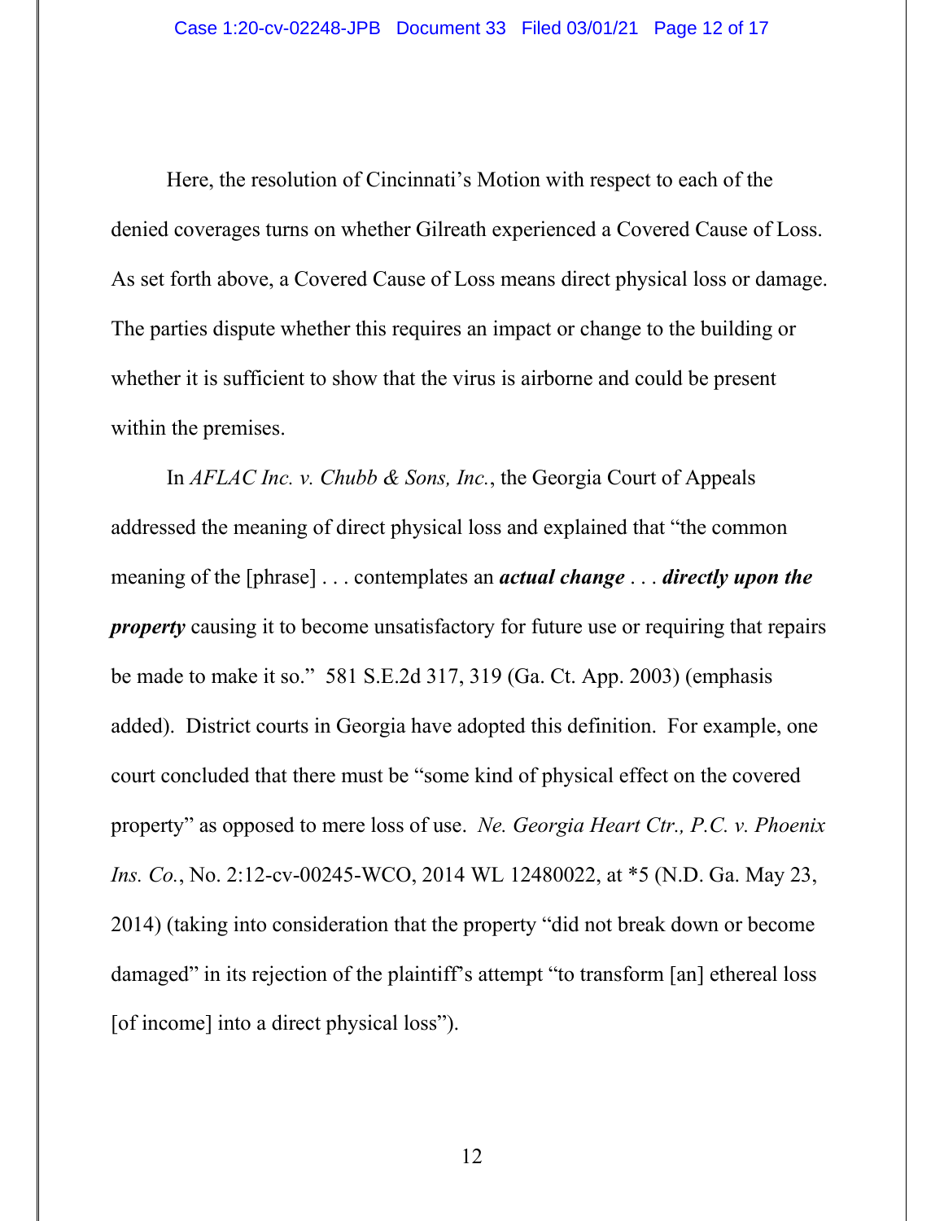Here, the resolution of Cincinnati's Motion with respect to each of the denied coverages turns on whether Gilreath experienced a Covered Cause of Loss. As set forth above, a Covered Cause of Loss means direct physical loss or damage. The parties dispute whether this requires an impact or change to the building or whether it is sufficient to show that the virus is airborne and could be present within the premises.

In *AFLAC Inc. v. Chubb & Sons, Inc.*, the Georgia Court of Appeals addressed the meaning of direct physical loss and explained that "the common meaning of the [phrase] . . . contemplates an ***actual change*** . . . ***directly upon the property*** causing it to become unsatisfactory for future use or requiring that repairs be made to make it so." 581 S.E.2d 317, 319 (Ga. Ct. App. 2003) (emphasis added). District courts in Georgia have adopted this definition. For example, one court concluded that there must be "some kind of physical effect on the covered property" as opposed to mere loss of use. *Ne. Georgia Heart Ctr., P.C. v. Phoenix Ins. Co.*, No. 2:12-cv-00245-WCO, 2014 WL 12480022, at *5 (N.D. Ga. May 23, 2014) (taking into consideration that the property "did not break down or become damaged" in its rejection of the plaintiff's attempt "to transform [an] ethereal loss [of income] into a direct physical loss").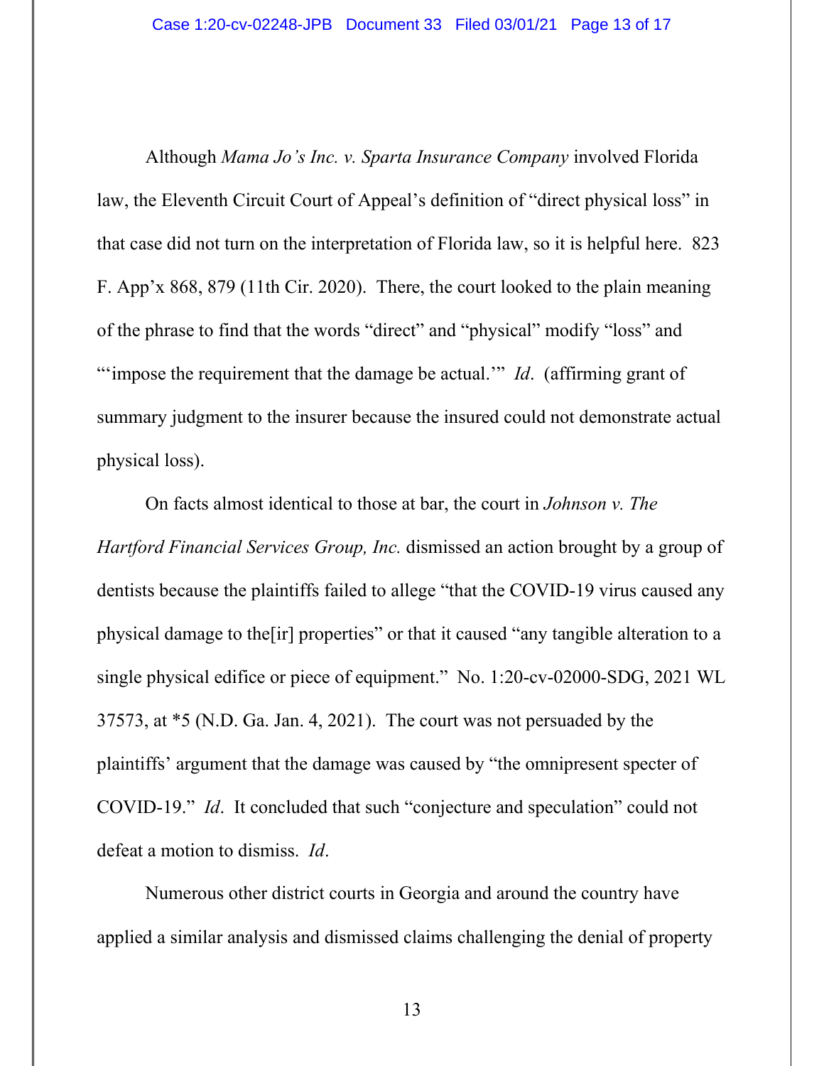Although *Mama Jo's Inc. v. Sparta Insurance Company* involved Florida law, the Eleventh Circuit Court of Appeal's definition of "direct physical loss" in that case did not turn on the interpretation of Florida law, so it is helpful here. 823 F. App'x 868, 879 (11th Cir. 2020). There, the court looked to the plain meaning of the phrase to find that the words "direct" and "physical" modify "loss" and "'impose the requirement that the damage be actual.'" *Id*. (affirming grant of summary judgment to the insurer because the insured could not demonstrate actual physical loss).

On facts almost identical to those at bar, the court in *Johnson v. The Hartford Financial Services Group, Inc.* dismissed an action brought by a group of dentists because the plaintiffs failed to allege "that the COVID-19 virus caused any physical damage to the[ir] properties" or that it caused "any tangible alteration to a single physical edifice or piece of equipment." No. 1:20-cv-02000-SDG, 2021 WL 37573, at *5 (N.D. Ga. Jan. 4, 2021). The court was not persuaded by the plaintiffs' argument that the damage was caused by "the omnipresent specter of COVID-19." *Id*. It concluded that such "conjecture and speculation" could not defeat a motion to dismiss. *Id*.

Numerous other district courts in Georgia and around the country have applied a similar analysis and dismissed claims challenging the denial of property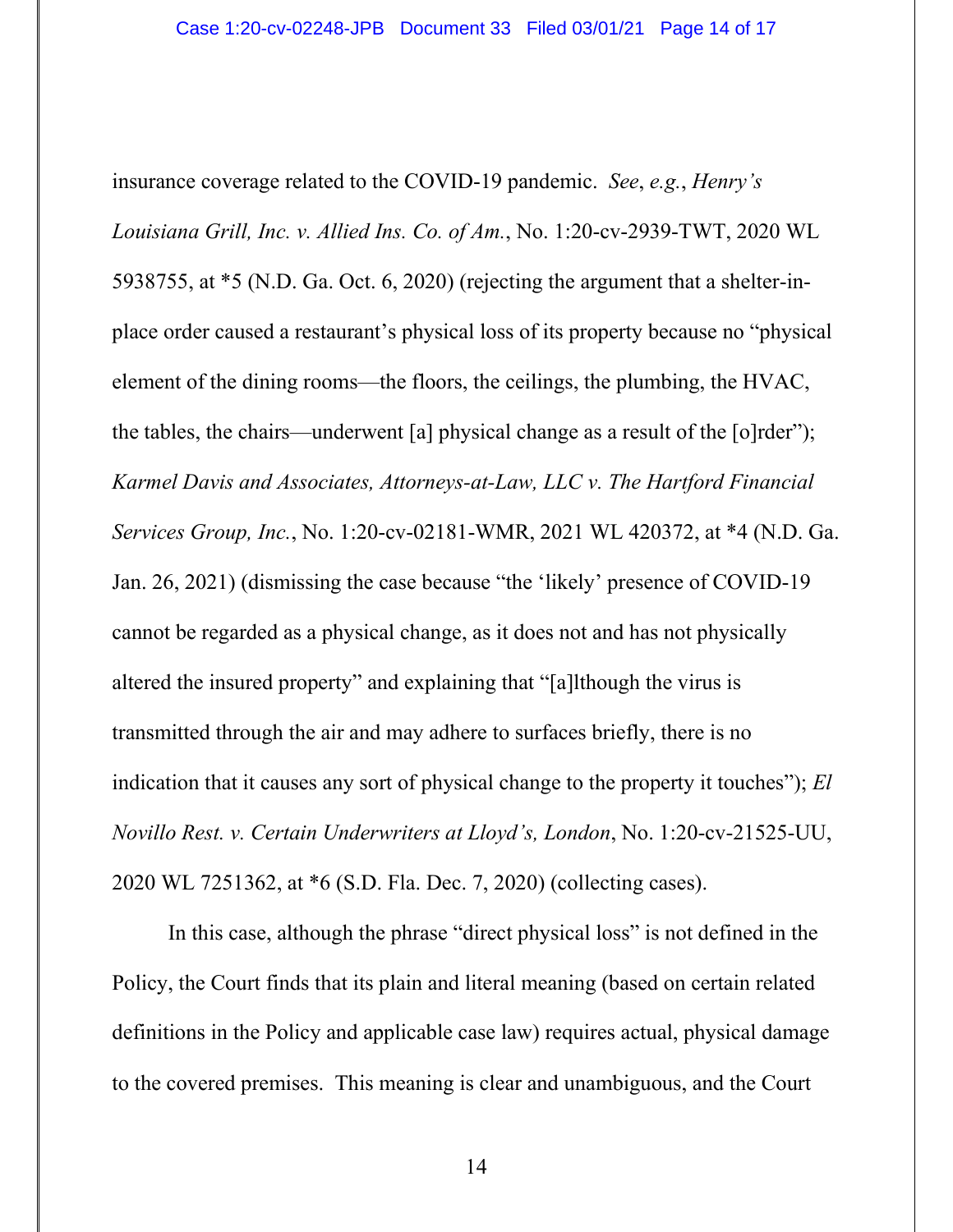insurance coverage related to the COVID-19 pandemic. *See*, *e.g.*, *Henry's Louisiana Grill, Inc. v. Allied Ins. Co. of Am.*, No. 1:20-cv-2939-TWT, 2020 WL 5938755, at *5 (N.D. Ga. Oct. 6, 2020) (rejecting the argument that a shelter-in-place order caused a restaurant's physical loss of its property because no "physical element of the dining rooms—the floors, the ceilings, the plumbing, the HVAC, the tables, the chairs—underwent [a] physical change as a result of the [o]rder"); *Karmel Davis and Associates, Attorneys-at-Law, LLC v. The Hartford Financial Services Group, Inc.*, No. 1:20-cv-02181-WMR, 2021 WL 420372, at *4 (N.D. Ga. Jan. 26, 2021) (dismissing the case because "the 'likely' presence of COVID-19 cannot be regarded as a physical change, as it does not and has not physically altered the insured property" and explaining that "[a]lthough the virus is transmitted through the air and may adhere to surfaces briefly, there is no indication that it causes any sort of physical change to the property it touches"); *El Novillo Rest. v. Certain Underwriters at Lloyd's, London*, No. 1:20-cv-21525-UU, 2020 WL 7251362, at *6 (S.D. Fla. Dec. 7, 2020) (collecting cases).

In this case, although the phrase "direct physical loss" is not defined in the Policy, the Court finds that its plain and literal meaning (based on certain related definitions in the Policy and applicable case law) requires actual, physical damage to the covered premises. This meaning is clear and unambiguous, and the Court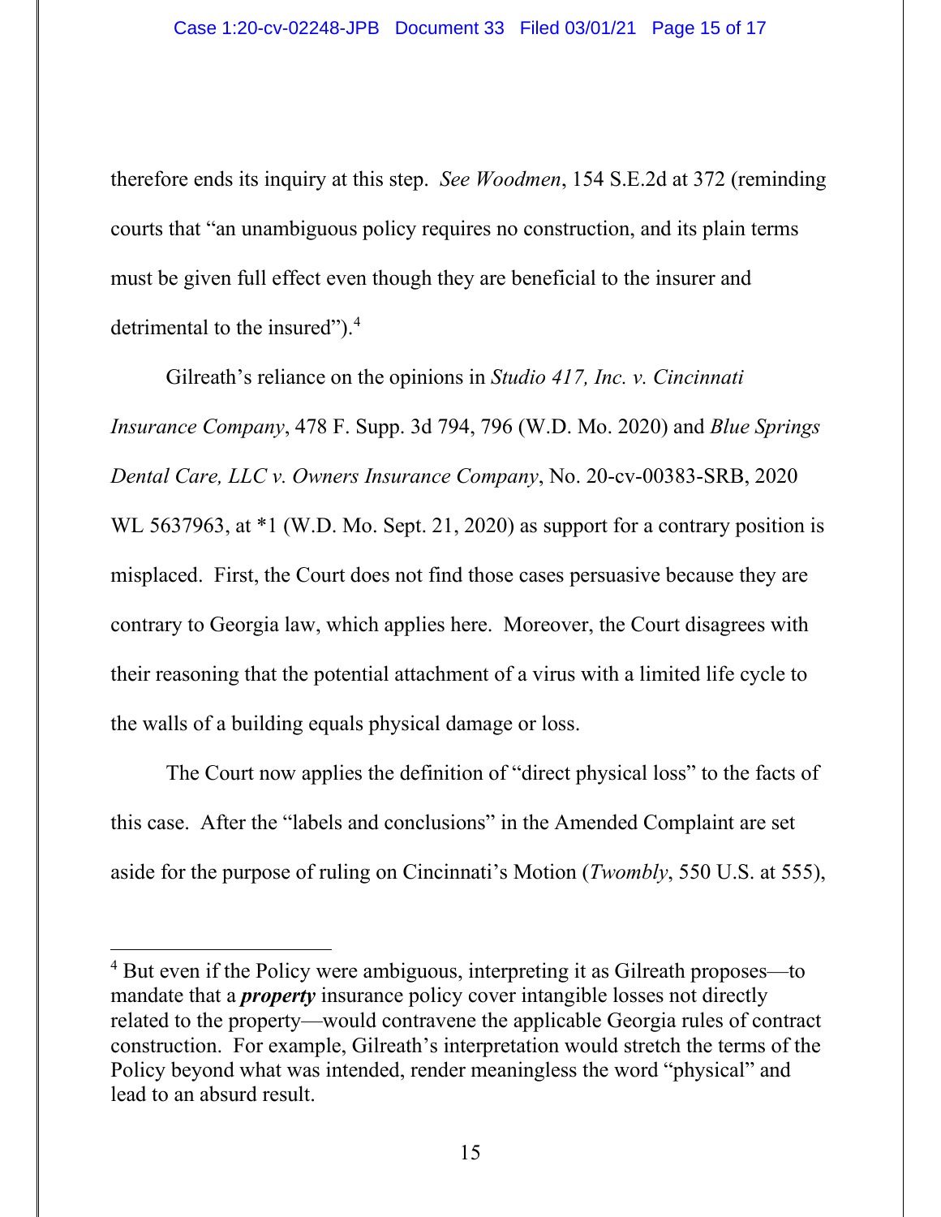therefore ends its inquiry at this step. *See Woodmen*, 154 S.E.2d at 372 (reminding courts that "an unambiguous policy requires no construction, and its plain terms must be given full effect even though they are beneficial to the insurer and detrimental to the insured").[4]

Gilreath's reliance on the opinions in *Studio 417, Inc. v. Cincinnati Insurance Company*, 478 F. Supp. 3d 794, 796 (W.D. Mo. 2020) and *Blue Springs Dental Care, LLC v. Owners Insurance Company*, No. 20-cv-00383-SRB, 2020 WL 5637963, at *1 (W.D. Mo. Sept. 21, 2020) as support for a contrary position is misplaced. First, the Court does not find those cases persuasive because they are contrary to Georgia law, which applies here. Moreover, the Court disagrees with their reasoning that the potential attachment of a virus with a limited life cycle to the walls of a building equals physical damage or loss.

The Court now applies the definition of "direct physical loss" to the facts of this case. After the "labels and conclusions" in the Amended Complaint are set aside for the purpose of ruling on Cincinnati's Motion (*Twombly*, 550 U.S. at 555),

---

[4] But even if the Policy were ambiguous, interpreting it as Gilreath proposes—to mandate that a ***property*** insurance policy cover intangible losses not directly related to the property—would contravene the applicable Georgia rules of contract construction. For example, Gilreath's interpretation would stretch the terms of the Policy beyond what was intended, render meaningless the word "physical" and lead to an absurd result.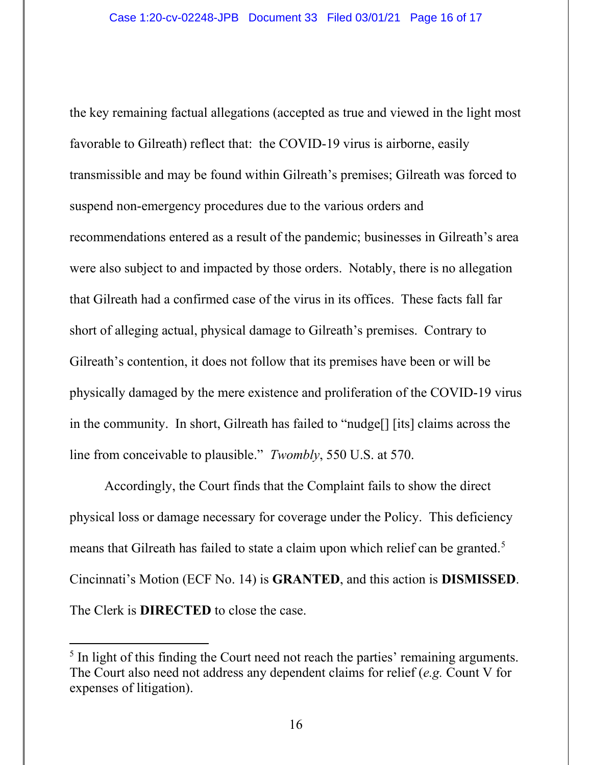the key remaining factual allegations (accepted as true and viewed in the light most favorable to Gilreath) reflect that: the COVID-19 virus is airborne, easily transmissible and may be found within Gilreath's premises; Gilreath was forced to suspend non-emergency procedures due to the various orders and recommendations entered as a result of the pandemic; businesses in Gilreath's area were also subject to and impacted by those orders. Notably, there is no allegation that Gilreath had a confirmed case of the virus in its offices. These facts fall far short of alleging actual, physical damage to Gilreath's premises. Contrary to Gilreath's contention, it does not follow that its premises have been or will be physically damaged by the mere existence and proliferation of the COVID-19 virus in the community. In short, Gilreath has failed to "nudge[] [its] claims across the line from conceivable to plausible." *Twombly*, 550 U.S. at 570.

Accordingly, the Court finds that the Complaint fails to show the direct physical loss or damage necessary for coverage under the Policy. This deficiency means that Gilreath has failed to state a claim upon which relief can be granted.[5] Cincinnati's Motion (ECF No. 14) is **GRANTED**, and this action is **DISMISSED**. The Clerk is **DIRECTED** to close the case.

---

[5] In light of this finding the Court need not reach the parties' remaining arguments. The Court also need not address any dependent claims for relief (*e.g.* Count V for expenses of litigation).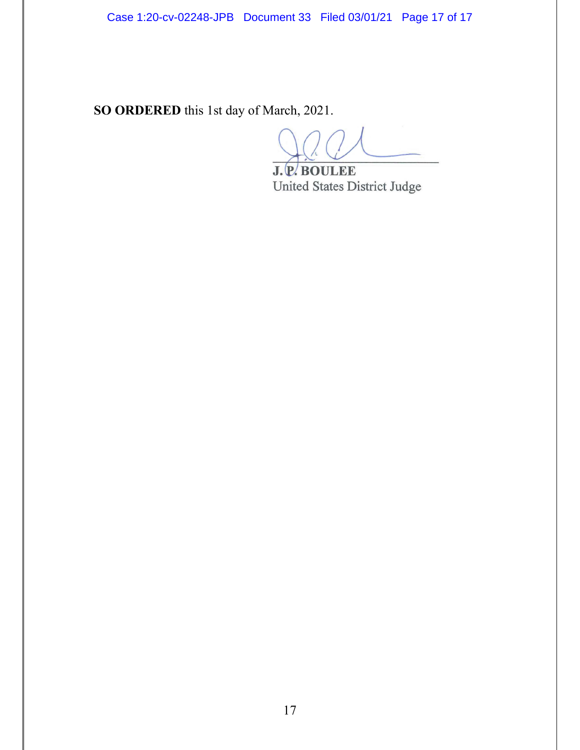**SO ORDERED** this 1st day of March, 2021.

J. P. BOULEE
United States District Judge